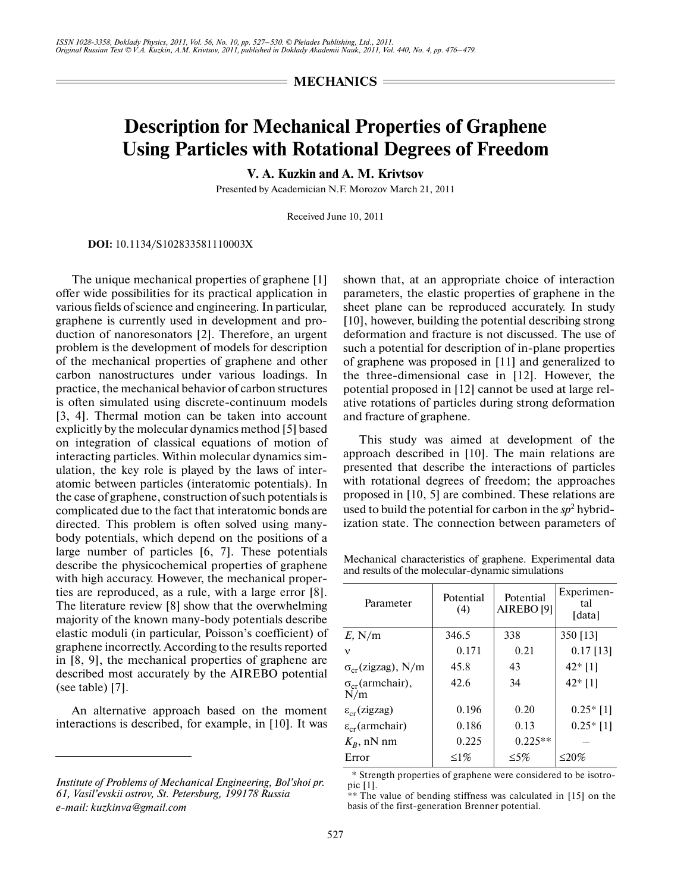## MECHANICS

# Description for Mechanical Properties of Graphene Using Particles with Rotational Degrees of Freedom

**V. A. Kuzkin and A. M. Krivtsov**

Presented by Academician N.F. Morozov March 21, 2011

Received June 10, 2011

**DOI:** 10.1134/S102833581110003X

The unique mechanical properties of graphene [1] offer wide possibilities for its practical application in various fields of science and engineering. In particular, graphene is currently used in development and production of nanoresonators [2]. Therefore, an urgent problem is the development of models for description of the mechanical properties of graphene and other carbon nanostructures under various loadings. In practice, the mechanical behavior of carbon structures is often simulated using discrete-continuum models [3, 4]. Thermal motion can be taken into account explicitly by the molecular dynamics method [5] based on integration of classical equations of motion of interacting particles. Within molecular dynamics simulation, the key role is played by the laws of interatomic between particles (interatomic potentials). In the case of graphene, construction of such potentials is complicated due to the fact that interatomic bonds are directed. This problem is often solved using many-body potentials, which depend on the positions of a large number of particles [6, 7]. These potentials describe the physicochemical properties of graphene with high accuracy. However, the mechanical properties are reproduced, as a rule, with a large error [8]. The literature review [8] show that the overwhelming majority of the known many-body potentials describe elastic moduli (in particular, Poisson's coefficient) of graphene incorrectly. According to the results reported in [8, 9], the mechanical properties of graphene are described most accurately by the AIREBO potential (see table) [7].

An alternative approach based on the moment interactions is described, for example, in [10]. It was shown that, at an appropriate choice of interaction parameters, the elastic properties of graphene in the sheet plane can be reproduced accurately. In study [10], however, building the potential describing strong deformation and fracture is not discussed. The use of such a potential for description of in-plane properties of graphene was proposed in [11] and generalized to the three-dimensional case in [12]. However, the potential proposed in [12] cannot be used at large relative rotations of particles during strong deformation and fracture of graphene.

This study was aimed at development of the approach described in [10]. The main relations are presented that describe the interactions of particles with rotational degrees of freedom; the approaches proposed in [10, 5] are combined. These relations are used to build the potential for carbon in the $sp^2$ hybridization state. The connection between parameters of

Mechanical characteristics of graphene. Experimental data and results of the molecular-dynamic simulations

| Parameter | Potential (4) | Potential AIREBO [9] | Experimental [data] |
|---|---|---|---|
| $E$, N/m | 346.5 | 338 | 350 [13] |
| $\nu$ | 0.171 | 0.21 | 0.17 [13] |
| $\sigma_{cr}$(zigzag), N/m | 45.8 | 43 | 42* [1] |
| $\sigma_{cr}$(armchair), N/m | 42.6 | 34 | 42* [1] |
| $\varepsilon_{cr}$(zigzag) | 0.196 | 0.20 | 0.25* [1] |
| $\varepsilon_{cr}$(armchair) | 0.186 | 0.13 | 0.25* [1] |
| $K_B$, nN nm | 0.225 | 0.225** | – |
| Error | ≤1% | ≤5% | ≤20% |

\* Strength properties of graphene were considered to be isotropic [1].

\*\* The value of bending stiffness was calculated in [15] on the basis of the first-generation Brenner potential.

*Institute of Problems of Mechanical Engineering, Bol'shoi pr. 61, Vasil'evskii ostrov, St. Petersburg, 199178 Russia*
*e-mail: kuzkinva@gmail.com*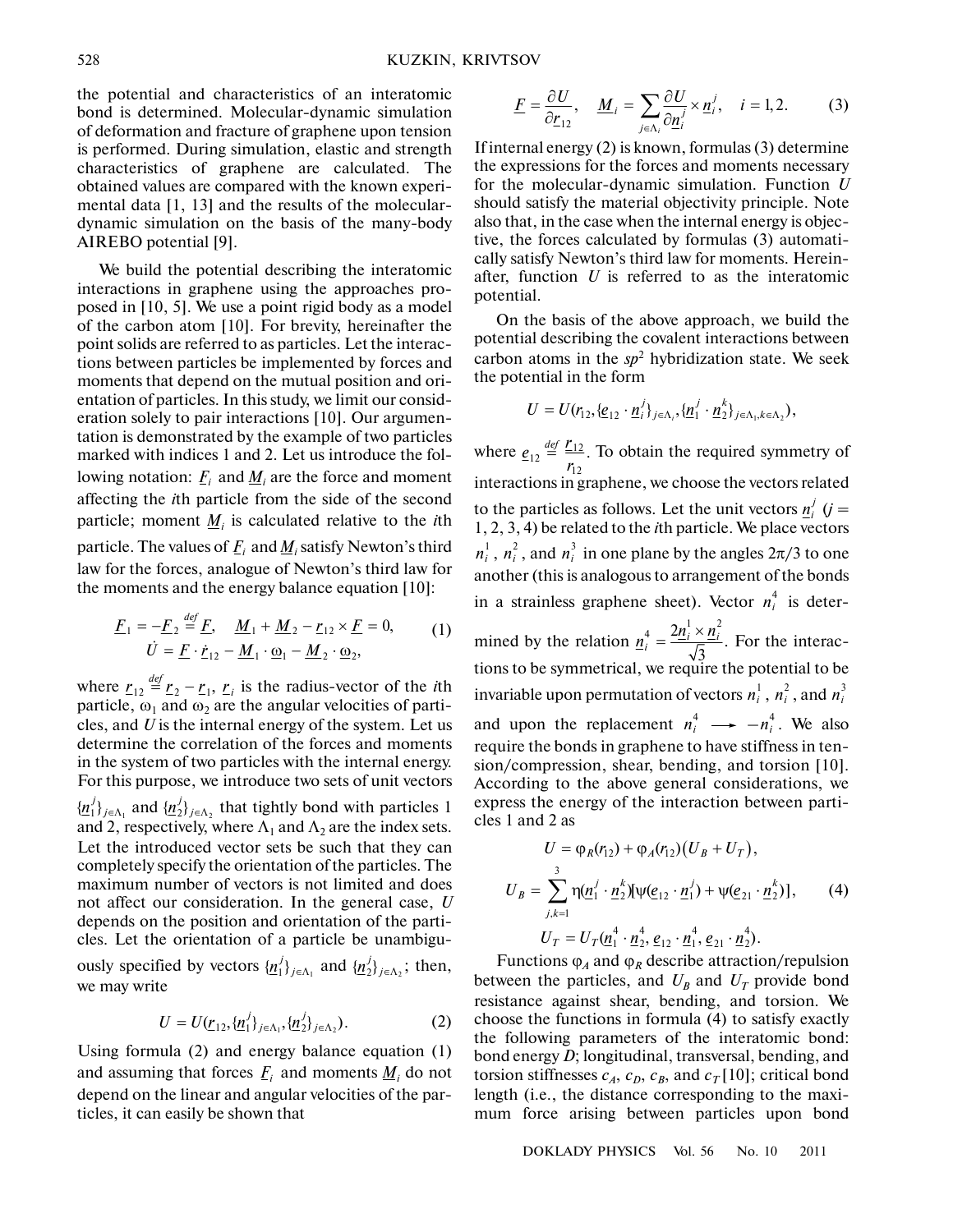the potential and characteristics of an interatomic bond is determined. Molecular-dynamic simulation of deformation and fracture of graphene upon tension is performed. During simulation, elastic and strength characteristics of graphene are calculated. The obtained values are compared with the known experimental data [1, 13] and the results of the molecular-dynamic simulation on the basis of the many-body AIREBO potential [9].

We build the potential describing the interatomic interactions in graphene using the approaches proposed in [10, 5]. We use a point rigid body as a model of the carbon atom [10]. For brevity, hereinafter the point solids are referred to as particles. Let the interactions between particles be implemented by forces and moments that depend on the mutual position and orientation of particles. In this study, we limit our consideration solely to pair interactions [10]. Our argumentation is demonstrated by the example of two particles marked with indices 1 and 2. Let us introduce the following notation: $\underline{F}_i$ and $\underline{M}_i$ are the force and moment affecting the $i$th particle from the side of the second particle; moment $\underline{M}_i$ is calculated relative to the $i$th particle. The values of $\underline{F}_i$ and $\underline{M}_i$ satisfy Newton's third law for the forces, analogue of Newton's third law for the moments and the energy balance equation [10]:

$$
\begin{gathered}
\underline{F}_1 = -\underline{F}_2 \overset{def}{=} \underline{F}, \quad \underline{M}_1 + \underline{M}_2 - \underline{r}_{12} \times \underline{F} = 0, \\
\dot{U} = \underline{F} \cdot \underline{\dot{r}}_{12} - \underline{M}_1 \cdot \underline{\omega}_1 - \underline{M}_2 \cdot \underline{\omega}_2,
\end{gathered} \tag{1}
$$

where $\underline{r}_{12} \overset{def}{=} \underline{r}_2 - \underline{r}_1$, $\underline{r}_i$ is the radius-vector of the $i$th particle, $\omega_1$ and $\omega_2$ are the angular velocities of particles, and $U$ is the internal energy of the system. Let us determine the correlation of the forces and moments in the system of two particles with the internal energy. For this purpose, we introduce two sets of unit vectors $\{\underline{n}_1^j\}_{j\in\Lambda_1}$ and $\{\underline{n}_2^j\}_{j\in\Lambda_2}$ that tightly bond with particles 1 and 2, respectively, where $\Lambda_1$ and $\Lambda_2$ are the index sets. Let the introduced vector sets be such that they can completely specify the orientation of the particles. The maximum number of vectors is not limited and does not affect our consideration. In the general case, $U$ depends on the position and orientation of the particles. Let the orientation of a particle be unambiguously specified by vectors $\{\underline{n}_1^j\}_{j\in\Lambda_1}$ and $\{\underline{n}_2^j\}_{j\in\Lambda_2}$; then, we may write

$$
U = U(\underline{r}_{12}, \{\underline{n}_1^j\}_{j\in\Lambda_1}, \{\underline{n}_2^j\}_{j\in\Lambda_2}). \tag{2}
$$

Using formula (2) and energy balance equation (1) and assuming that forces $\underline{F}_i$ and moments $\underline{M}_i$ do not depend on the linear and angular velocities of the particles, it can easily be shown that

$$
\underline{F} = \frac{\partial U}{\partial \underline{r}_{12}}, \quad \underline{M}_i = \sum_{j\in\Lambda_i} \frac{\partial U}{\partial \underline{n}_i^j} \times \underline{n}_i^j, \quad i = 1, 2. \tag{3}
$$

If internal energy (2) is known, formulas (3) determine the expressions for the forces and moments necessary for the molecular-dynamic simulation. Function $U$ should satisfy the material objectivity principle. Note also that, in the case when the internal energy is objective, the forces calculated by formulas (3) automatically satisfy Newton's third law for moments. Hereinafter, function $U$ is referred to as the interatomic potential.

On the basis of the above approach, we build the potential describing the covalent interactions between carbon atoms in the $sp^2$ hybridization state. We seek the potential in the form

$$
U = U(r_{12}, \{\underline{e}_{12} \cdot \underline{n}_i^j\}_{j\in\Lambda_i}, \{\underline{n}_1^j \cdot \underline{n}_2^k\}_{j\in\Lambda_1, k\in\Lambda_2}),
$$

where $\underline{e}_{12} \overset{def}{=} \frac{\underline{r}_{12}}{r_{12}}$. To obtain the required symmetry of interactions in graphene, we choose the vectors related to the particles as follows. Let the unit vectors $\underline{n}_i^j$ ($j$ = 1, 2, 3, 4) be related to the $i$th particle. We place vectors $n_i^1$, $n_i^2$, and $n_i^3$ in one plane by the angles $2\pi/3$ to one another (this is analogous to arrangement of the bonds in a strainless graphene sheet). Vector $n_i^4$ is determined by the relation $\underline{n}_i^4 = \frac{2\underline{n}_i^1 \times \underline{n}_i^2}{\sqrt{3}}$. For the interactions to be symmetrical, we require the potential to be invariable upon permutation of vectors $n_i^1$, $n_i^2$, and $n_i^3$ and upon the replacement $n_i^4 \longrightarrow -n_i^4$. We also require the bonds in graphene to have stiffness in tension/compression, shear, bending, and torsion [10]. According to the above general considerations, we express the energy of the interaction between particles 1 and 2 as

$$
\begin{gathered}
U = \varphi_R(r_{12}) + \varphi_A(r_{12})\big(U_B + U_T\big), \\
U_B = \sum_{j,k=1}^{3} \eta(\underline{n}_1^j \cdot \underline{n}_2^k)[\psi(\underline{e}_{12} \cdot \underline{n}_1^j) + \psi(\underline{e}_{21} \cdot \underline{n}_2^k)], \\
U_T = U_T(\underline{n}_1^4 \cdot \underline{n}_2^4, \underline{e}_{12} \cdot \underline{n}_1^4, \underline{e}_{21} \cdot \underline{n}_2^4).
\end{gathered} \tag{4}
$$

Functions $\varphi_A$ and $\varphi_R$ describe attraction/repulsion between the particles, and $U_B$ and $U_T$ provide bond resistance against shear, bending, and torsion. We choose the functions in formula (4) to satisfy exactly the following parameters of the interatomic bond: bond energy $D$; longitudinal, transversal, bending, and torsion stiffnesses $c_A$, $c_D$, $c_B$, and $c_T$ [10]; critical bond length (i.e., the distance corresponding to the maximum force arising between particles upon bond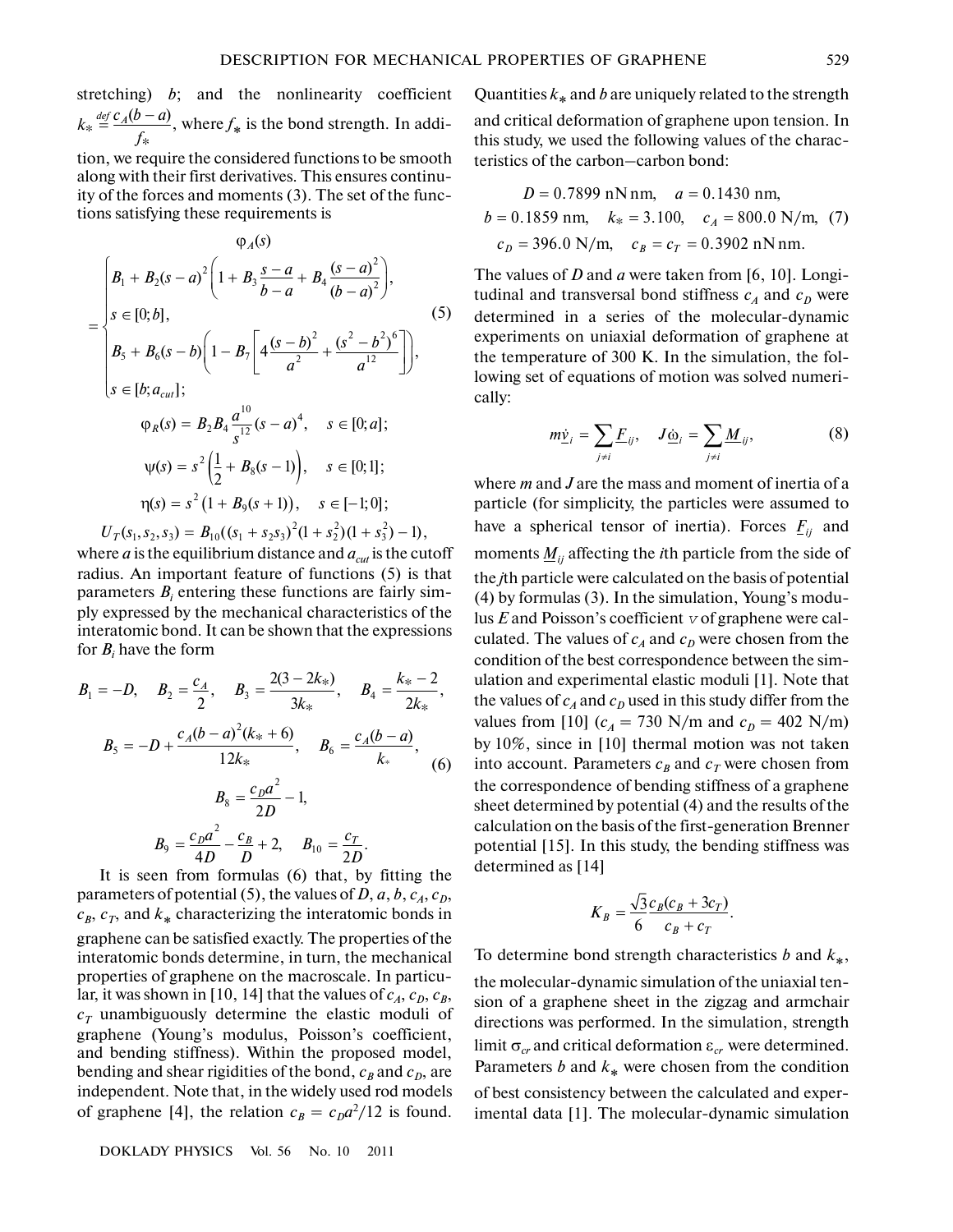stretching) $b$; and the nonlinearity coefficient $k_* \stackrel{def}{=} \frac{c_A(b-a)}{f_*}$, where $f_*$ is the bond strength. In addition, we require the considered functions to be smooth along with their first derivatives. This ensures continuity of the forces and moments (3). The set of the functions satisfying these requirements is

$$
\varphi_A(s) = \begin{cases} B_1 + B_2(s-a)^2\left(1 + B_3\frac{s-a}{b-a} + B_4\frac{(s-a)^2}{(b-a)^2}\right), \\ s \in [0; b], \\ B_5 + B_6(s-b)\left(1 - B_7\left[4\frac{(s-b)^2}{a^2} + \frac{(s^2-b^2)^6}{a^{12}}\right]\right), \\ s \in [b; a_{cut}]; \end{cases} \tag{5}
$$

$$
\varphi_R(s) = B_2 B_4 \frac{a^{10}}{s^{12}}(s-a)^4, \quad s \in [0; a];
$$

$$
\psi(s) = s^2\left(\frac{1}{2} + B_8(s-1)\right), \quad s \in [0; 1];
$$

$$
\eta(s) = s^2(1 + B_9(s+1)), \quad s \in [-1; 0];
$$

$$
U_T(s_1, s_2, s_3) = B_{10}((s_1 + s_2 s_3)^2(1 + s_2^2)(1 + s_3^2) - 1),
$$

where $a$ is the equilibrium distance and $a_{cut}$ is the cutoff radius. An important feature of functions (5) is that parameters $B_i$ entering these functions are fairly simply expressed by the mechanical characteristics of the interatomic bond. It can be shown that the expressions for $B_i$ have the form

$$
B_1 = -D, \quad B_2 = \frac{c_A}{2}, \quad B_3 = \frac{2(3-2k_*)}{3k_*}, \quad B_4 = \frac{k_* - 2}{2k_*},
$$

$$
B_5 = -D + \frac{c_A(b-a)^2(k_*+6)}{12k_*}, \quad B_6 = \frac{c_A(b-a)}{k_*}, \tag{6}
$$

$$
B_8 = \frac{c_D a^2}{2D} - 1,
$$

$$
B_9 = \frac{c_D a^2}{4D} - \frac{c_B}{D} + 2, \quad B_{10} = \frac{c_T}{2D}.
$$

It is seen from formulas (6) that, by fitting the parameters of potential (5), the values of $D$, $a$, $b$, $c_A$, $c_D$, $c_B$, $c_T$, and $k_*$ characterizing the interatomic bonds in graphene can be satisfied exactly. The properties of the interatomic bonds determine, in turn, the mechanical properties of graphene on the macroscale. In particular, it was shown in [10, 14] that the values of $c_A$, $c_D$, $c_B$, $c_T$ unambiguously determine the elastic moduli of graphene (Young's modulus, Poisson's coefficient, and bending stiffness). Within the proposed model, bending and shear rigidities of the bond, $c_B$ and $c_D$, are independent. Note that, in the widely used rod models of graphene [4], the relation $c_B = c_D a^2/12$ is found. Quantities $k_*$ and $b$ are uniquely related to the strength and critical deformation of graphene upon tension. In this study, we used the following values of the characteristics of the carbon–carbon bond:

$$
D = 0.7899 \text{ nN nm}, \quad a = 0.1430 \text{ nm},
$$

$$
b = 0.1859 \text{ nm}, \quad k_* = 3.100, \quad c_A = 800.0 \text{ N/m}, \tag{7}
$$

$$
c_D = 396.0 \text{ N/m}, \quad c_B = c_T = 0.3902 \text{ nN nm}.
$$

The values of $D$ and $a$ were taken from [6, 10]. Longitudinal and transversal bond stiffness $c_A$ and $c_D$ were determined in a series of the molecular-dynamic experiments on uniaxial deformation of graphene at the temperature of 300 K. In the simulation, the following set of equations of motion was solved numerically:

$$
m\dot{\underline{v}}_i = \sum_{j \neq i} \underline{F}_{ij}, \quad J\dot{\underline{\omega}}_i = \sum_{j \neq i} \underline{M}_{ij}, \tag{8}
$$

where $m$ and $J$ are the mass and moment of inertia of a particle (for simplicity, the particles were assumed to have a spherical tensor of inertia). Forces $\underline{F}_{ij}$ and moments $\underline{M}_{ij}$ affecting the $i$th particle from the side of the $j$th particle were calculated on the basis of potential (4) by formulas (3). In the simulation, Young's modulus $E$ and Poisson's coefficient $\nu$ of graphene were calculated. The values of $c_A$ and $c_D$ were chosen from the condition of the best correspondence between the simulation and experimental elastic moduli [1]. Note that the values of $c_A$ and $c_D$ used in this study differ from the values from [10] ($c_A = 730$ N/m and $c_D = 402$ N/m) by 10%, since in [10] thermal motion was not taken into account. Parameters $c_B$ and $c_T$ were chosen from the correspondence of bending stiffness of a graphene sheet determined by potential (4) and the results of the calculation on the basis of the first-generation Brenner potential [15]. In this study, the bending stiffness was determined as [14]

$$
K_B = \frac{\sqrt{3}}{6}\frac{c_B(c_B + 3c_T)}{c_B + c_T}.
$$

To determine bond strength characteristics $b$ and $k_*$, the molecular-dynamic simulation of the uniaxial tension of a graphene sheet in the zigzag and armchair directions was performed. In the simulation, strength limit $\sigma_{cr}$ and critical deformation $\varepsilon_{cr}$ were determined. Parameters $b$ and $k_*$ were chosen from the condition of best consistency between the calculated and experimental data [1]. The molecular-dynamic simulation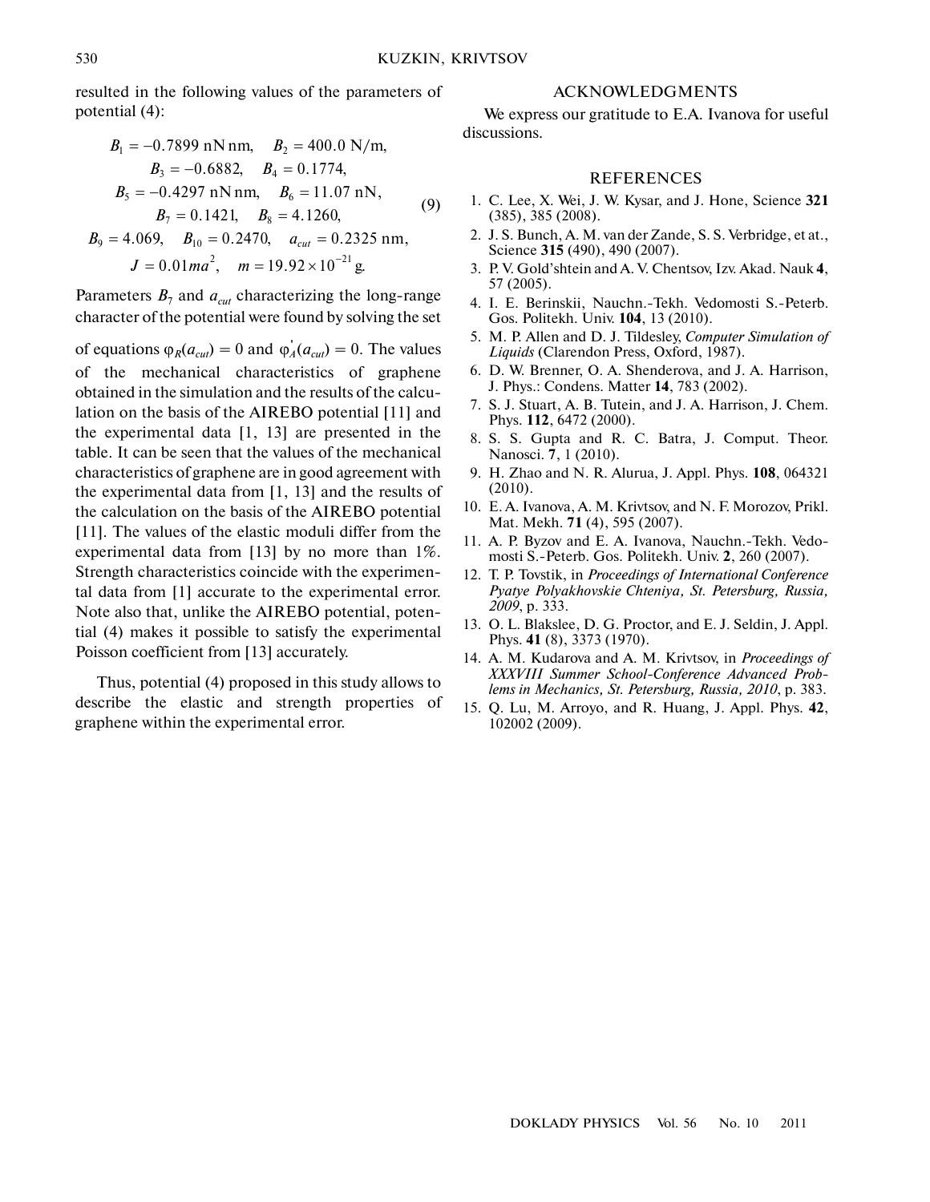resulted in the following values of the parameters of potential (4):

$$
\begin{gathered}
B_1 = -0.7899 \text{ nN nm}, \quad B_2 = 400.0 \text{ N/m}, \\
B_3 = -0.6882, \quad B_4 = 0.1774, \\
B_5 = -0.4297 \text{ nN nm}, \quad B_6 = 11.07 \text{ nN}, \\
B_7 = 0.1421, \quad B_8 = 4.1260, \\
B_9 = 4.069, \quad B_{10} = 0.2470, \quad a_{cut} = 0.2325 \text{ nm}, \\
J = 0.01ma^2, \quad m = 19.92 \times 10^{-21} \text{ g}.
\end{gathered} \tag{9}
$$

Parameters $B_7$ and $a_{cut}$ characterizing the long-range character of the potential were found by solving the set of equations $\varphi_R(a_{cut}) = 0$ and $\varphi_A^{'}(a_{cut}) = 0$. The values of the mechanical characteristics of graphene obtained in the simulation and the results of the calculation on the basis of the AIREBO potential [11] and the experimental data [1, 13] are presented in the table. It can be seen that the values of the mechanical characteristics of graphene are in good agreement with the experimental data from [1, 13] and the results of the calculation on the basis of the AIREBO potential [11]. The values of the elastic moduli differ from the experimental data from [13] by no more than 1%. Strength characteristics coincide with the experimental data from [1] accurate to the experimental error. Note also that, unlike the AIREBO potential, potential (4) makes it possible to satisfy the experimental Poisson coefficient from [13] accurately.

Thus, potential (4) proposed in this study allows to describe the elastic and strength properties of graphene within the experimental error.

## ACKNOWLEDGMENTS

We express our gratitude to E.A. Ivanova for useful discussions.

## REFERENCES

1. C. Lee, X. Wei, J. W. Kysar, and J. Hone, Science **321** (385), 385 (2008).
2. J. S. Bunch, A. M. van der Zande, S. S. Verbridge, et at., Science **315** (490), 490 (2007).
3. P. V. Gold'shtein and A. V. Chentsov, Izv. Akad. Nauk **4**, 57 (2005).
4. I. E. Berinskii, Nauchn.-Tekh. Vedomosti S.-Peterb. Gos. Politekh. Univ. **104**, 13 (2010).
5. M. P. Allen and D. J. Tildesley, *Computer Simulation of Liquids* (Clarendon Press, Oxford, 1987).
6. D. W. Brenner, O. A. Shenderova, and J. A. Harrison, J. Phys.: Condens. Matter **14**, 783 (2002).
7. S. J. Stuart, A. B. Tutein, and J. A. Harrison, J. Chem. Phys. **112**, 6472 (2000).
8. S. S. Gupta and R. C. Batra, J. Comput. Theor. Nanosci. **7**, 1 (2010).
9. H. Zhao and N. R. Alurua, J. Appl. Phys. **108**, 064321 (2010).
10. E. A. Ivanova, A. M. Krivtsov, and N. F. Morozov, Prikl. Mat. Mekh. **71** (4), 595 (2007).
11. A. P. Byzov and E. A. Ivanova, Nauchn.-Tekh. Vedomosti S.-Peterb. Gos. Politekh. Univ. **2**, 260 (2007).
12. T. P. Tovstik, in *Proceedings of International Conference Pyatye Polyakhovskie Chteniya, St. Petersburg, Russia, 2009*, p. 333.
13. O. L. Blakslee, D. G. Proctor, and E. J. Seldin, J. Appl. Phys. **41** (8), 3373 (1970).
14. A. M. Kudarova and A. M. Krivtsov, in *Proceedings of XXXVIII Summer School-Conference Advanced Problems in Mechanics, St. Petersburg, Russia, 2010*, p. 383.
15. Q. Lu, M. Arroyo, and R. Huang, J. Appl. Phys. **42**, 102002 (2009).